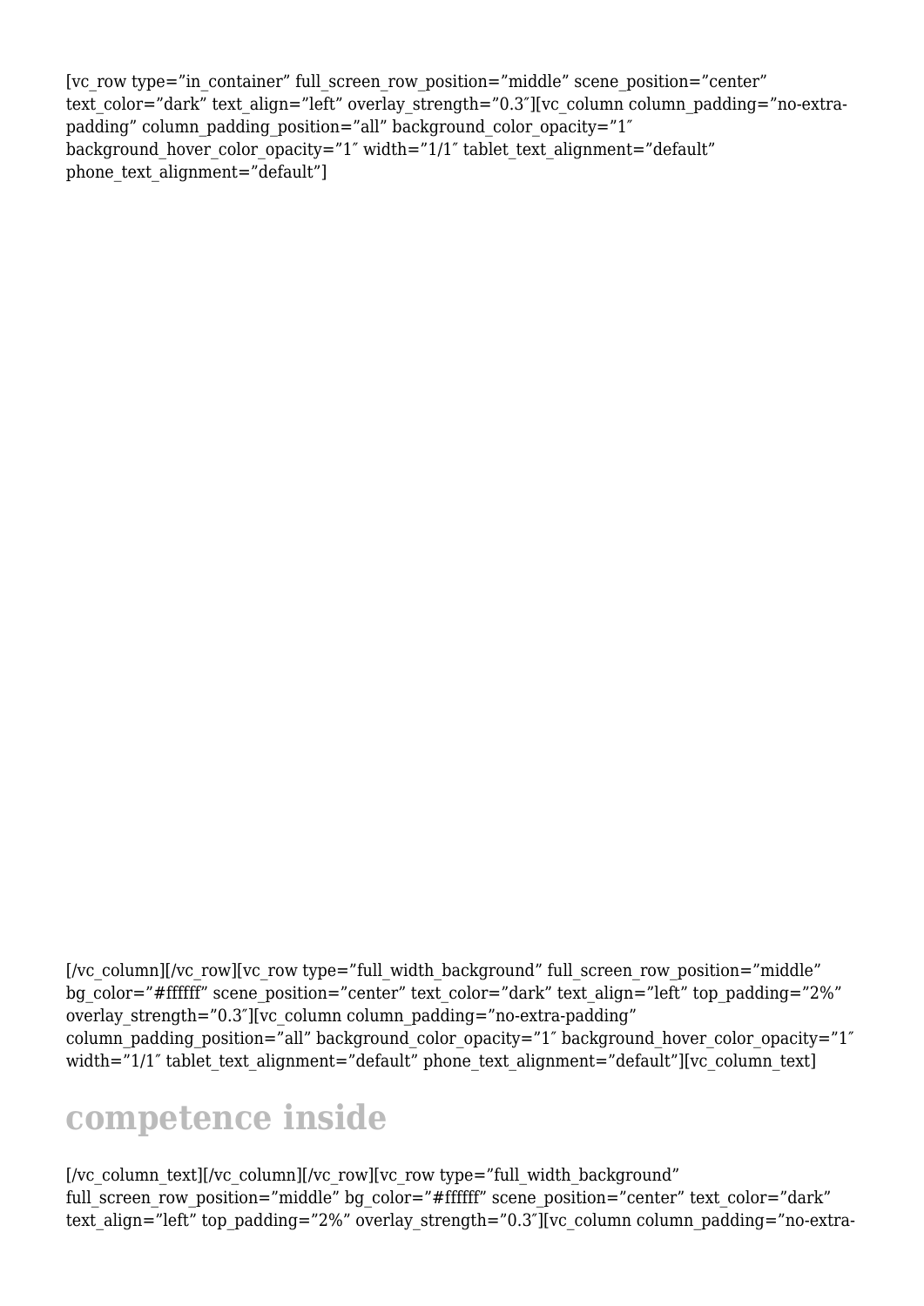[vc_row type="in_container" full_screen_row_position="middle" scene_position="center" text_color="dark" text_align="left" overlay_strength="0.3″][vc_column column_padding="no-extra-padding" column_padding_position="all" background_color_opacity="1″ background_hover_color_opacity="1″ width="1/1″ tablet_text_alignment="default" phone_text_alignment="default"]

[/vc_column][/vc_row][vc_row type="full_width_background" full_screen_row_position="middle" bg_color="#ffffff" scene_position="center" text_color="dark" text_align="left" top_padding="2%" overlay_strength="0.3″][vc_column column_padding="no-extra-padding" column_padding_position="all" background_color_opacity="1″ background_hover_color_opacity="1″ width="1/1″ tablet_text_alignment="default" phone_text_alignment="default"][vc_column_text]

# competence inside

[/vc_column_text][/vc_column][/vc_row][vc_row type="full_width_background" full_screen_row_position="middle" bg_color="#ffffff" scene_position="center" text_color="dark" text_align="left" top_padding="2%" overlay_strength="0.3″][vc_column column_padding="no-extra-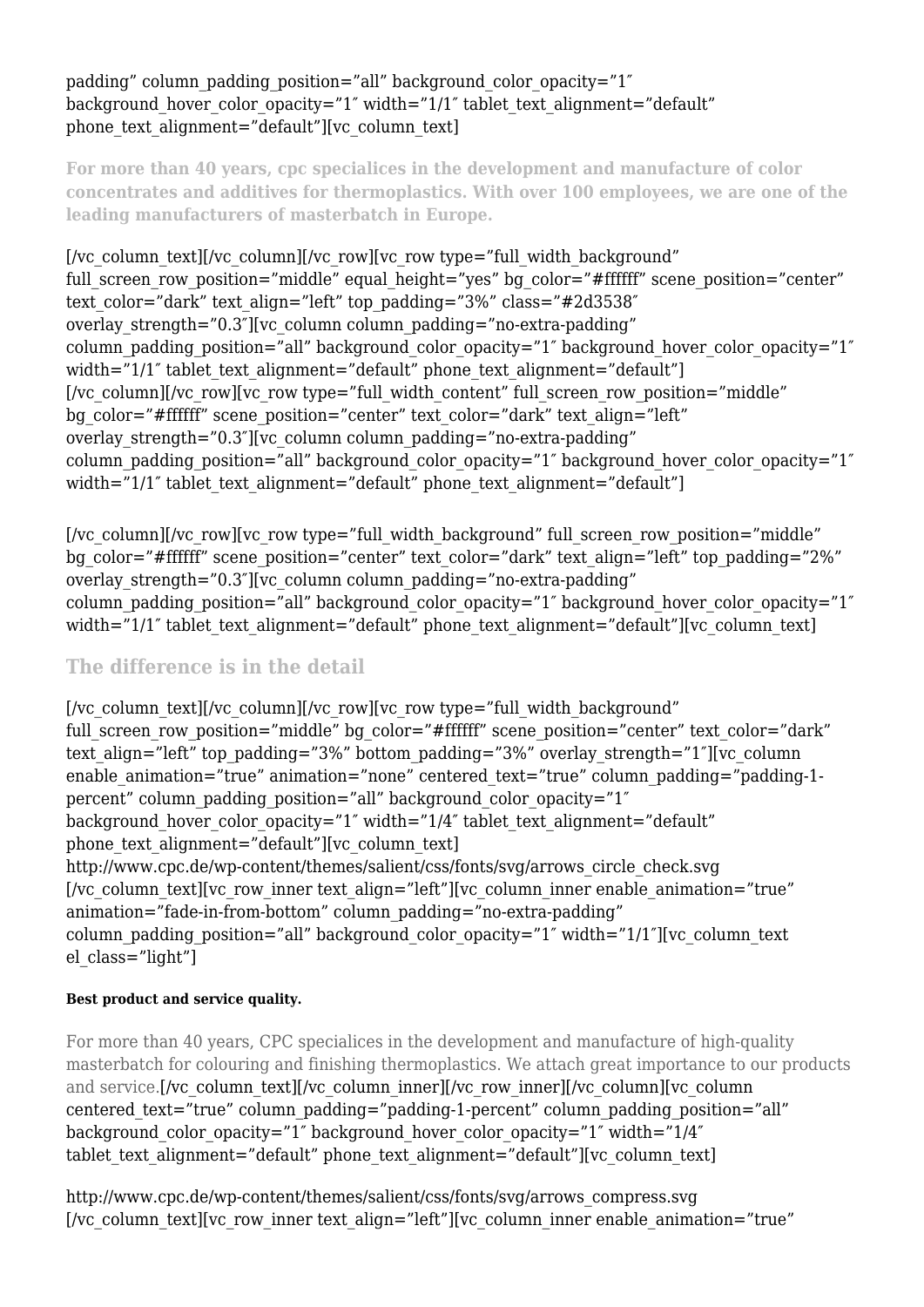padding” column_padding_position=”all” background_color_opacity=”1″ background_hover_color_opacity=”1″ width=”1/1″ tablet_text_alignment=”default” phone_text_alignment=”default”][vc_column_text]

**For more than 40 years, cpc specialices in the development and manufacture of color concentrates and additives for thermoplastics. With over 100 employees, we are one of the leading manufacturers of masterbatch in Europe.**

[/vc_column_text][/vc_column][/vc_row][vc_row type=”full_width_background” full_screen_row_position=”middle” equal_height=”yes” bg_color=”#ffffff” scene_position=”center” text_color=”dark” text_align=”left” top_padding=”3%” class=”#2d3538″ overlay_strength=”0.3″][vc_column column_padding=”no-extra-padding” column_padding_position=”all” background_color_opacity=”1″ background_hover_color_opacity=”1″ width=”1/1″ tablet_text_alignment=”default” phone_text_alignment=”default”] [/vc_column][/vc_row][vc_row type=”full_width_content” full_screen_row_position=”middle” bg_color=”#ffffff” scene_position=”center” text_color=”dark” text_align=”left” overlay_strength=”0.3″][vc_column column_padding=”no-extra-padding” column_padding_position=”all” background_color_opacity=”1″ background_hover_color_opacity=”1″ width=”1/1″ tablet_text_alignment=”default” phone_text_alignment=”default”]

[/vc_column][/vc_row][vc_row type=”full_width_background” full_screen_row_position=”middle” bg_color=”#ffffff” scene_position=”center” text_color=”dark” text_align=”left” top_padding=”2%” overlay_strength=”0.3″][vc_column column_padding=”no-extra-padding” column_padding_position=”all” background_color_opacity=”1″ background_hover_color_opacity=”1″ width=”1/1″ tablet_text_alignment=”default” phone_text_alignment=”default”][vc_column_text]

## The difference is in the detail

[/vc_column_text][/vc_column][/vc_row][vc_row type=”full_width_background” full_screen_row_position=”middle” bg_color=”#ffffff” scene_position=”center” text_color=”dark” text_align=”left” top_padding=”3%” bottom_padding=”3%” overlay_strength=”1″][vc_column enable_animation=”true” animation=”none” centered_text=”true” column_padding=”padding-1-percent” column_padding_position=”all” background_color_opacity=”1″ background_hover_color_opacity=”1″ width=”1/4″ tablet_text_alignment=”default” phone_text_alignment=”default”][vc_column_text] http://www.cpc.de/wp-content/themes/salient/css/fonts/svg/arrows_circle_check.svg [/vc_column_text][vc_row_inner text_align=”left”][vc_column_inner enable_animation=”true” animation=”fade-in-from-bottom” column_padding=”no-extra-padding” column_padding_position=”all” background_color_opacity=”1″ width=”1/1″][vc_column_text el_class=”light”]

##### Best product and service quality.

For more than 40 years, CPC specialices in the development and manufacture of high-quality masterbatch for colouring and finishing thermoplastics. We attach great importance to our products and service.[/vc_column_text][/vc_column_inner][/vc_row_inner][/vc_column][vc_column centered_text=”true” column_padding=”padding-1-percent” column_padding_position=”all” background_color_opacity=”1″ background_hover_color_opacity=”1″ width=”1/4″ tablet_text_alignment=”default” phone_text_alignment=”default”][vc_column_text]

http://www.cpc.de/wp-content/themes/salient/css/fonts/svg/arrows_compress.svg [/vc_column_text][vc_row_inner text_align=”left”][vc_column_inner enable_animation=”true”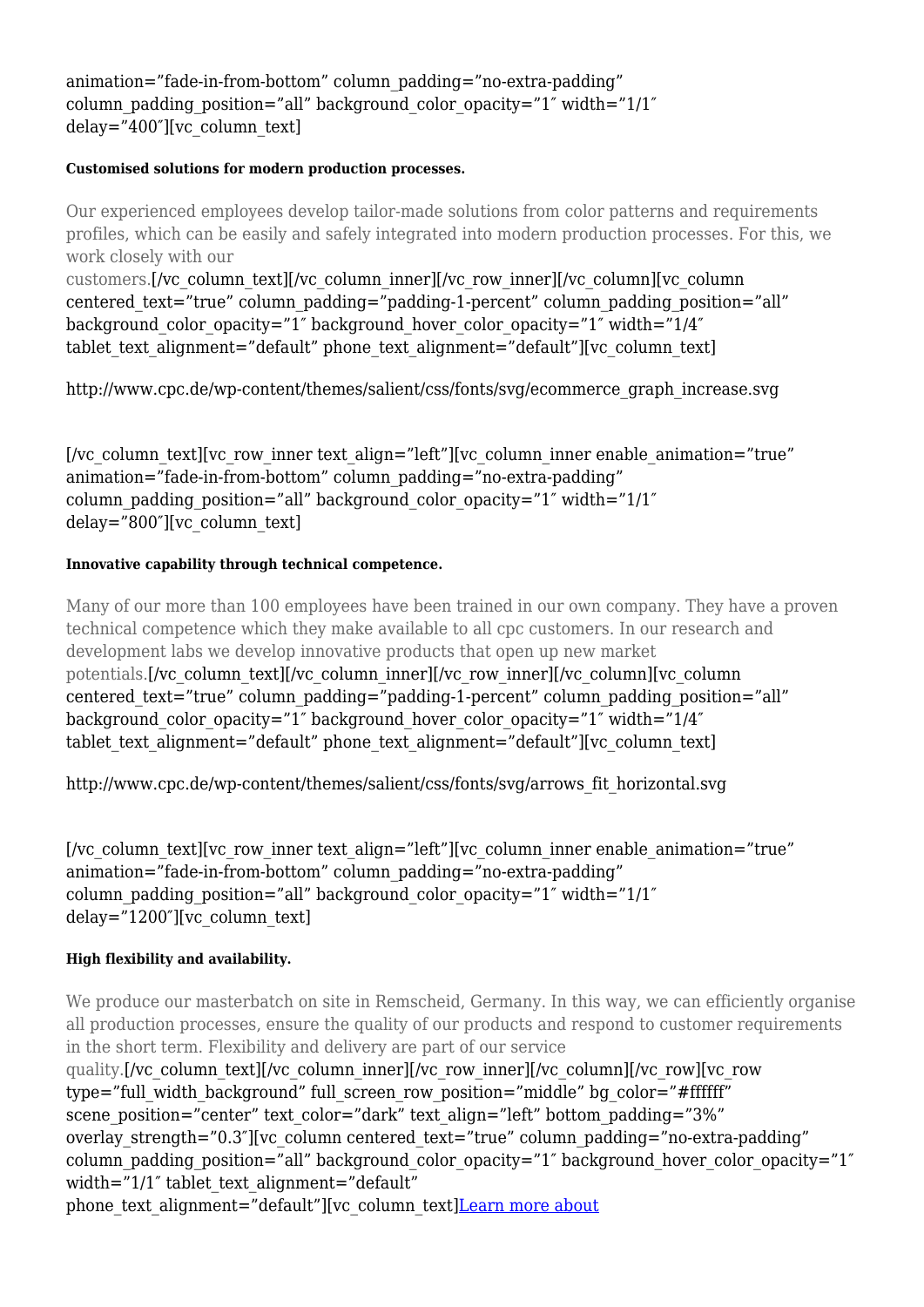animation="fade-in-from-bottom" column_padding="no-extra-padding" column_padding_position="all" background_color_opacity="1″ width="1/1″ delay="400″][vc_column_text]

##### Customised solutions for modern production processes.

Our experienced employees develop tailor-made solutions from color patterns and requirements profiles, which can be easily and safely integrated into modern production processes. For this, we work closely with our customers.[/vc_column_text][/vc_column_inner][/vc_row_inner][/vc_column][vc_column centered_text="true" column_padding="padding-1-percent" column_padding_position="all" background_color_opacity="1″ background_hover_color_opacity="1″ width="1/4″ tablet_text_alignment="default" phone_text_alignment="default"][vc_column_text]

http://www.cpc.de/wp-content/themes/salient/css/fonts/svg/ecommerce_graph_increase.svg

[/vc_column_text][vc_row_inner text_align="left"][vc_column_inner enable_animation="true" animation="fade-in-from-bottom" column_padding="no-extra-padding" column_padding_position="all" background_color_opacity="1″ width="1/1″ delay="800″][vc_column_text]

##### Innovative capability through technical competence.

Many of our more than 100 employees have been trained in our own company. They have a proven technical competence which they make available to all cpc customers. In our research and development labs we develop innovative products that open up new market potentials.[/vc_column_text][/vc_column_inner][/vc_row_inner][/vc_column][vc_column centered_text="true" column_padding="padding-1-percent" column_padding_position="all" background_color_opacity="1″ background_hover_color_opacity="1″ width="1/4″ tablet_text_alignment="default" phone_text_alignment="default"][vc_column_text]

http://www.cpc.de/wp-content/themes/salient/css/fonts/svg/arrows_fit_horizontal.svg

[/vc_column_text][vc_row_inner text_align="left"][vc_column_inner enable_animation="true" animation="fade-in-from-bottom" column_padding="no-extra-padding" column_padding_position="all" background_color_opacity="1″ width="1/1″ delay="1200″][vc_column_text]

##### High flexibility and availability.

We produce our masterbatch on site in Remscheid, Germany. In this way, we can efficiently organise all production processes, ensure the quality of our products and respond to customer requirements in the short term. Flexibility and delivery are part of our service quality.[/vc_column_text][/vc_column_inner][/vc_row_inner][/vc_column][/vc_row][vc_row type="full_width_background" full_screen_row_position="middle" bg_color="#ffffff" scene_position="center" text_color="dark" text_align="left" bottom_padding="3%" overlay_strength="0.3″][vc_column centered_text="true" column_padding="no-extra-padding" column_padding_position="all" background_color_opacity="1″ background_hover_color_opacity="1″ width="1/1″ tablet_text_alignment="default" phone_text_alignment="default"][vc_column_text]Learn more about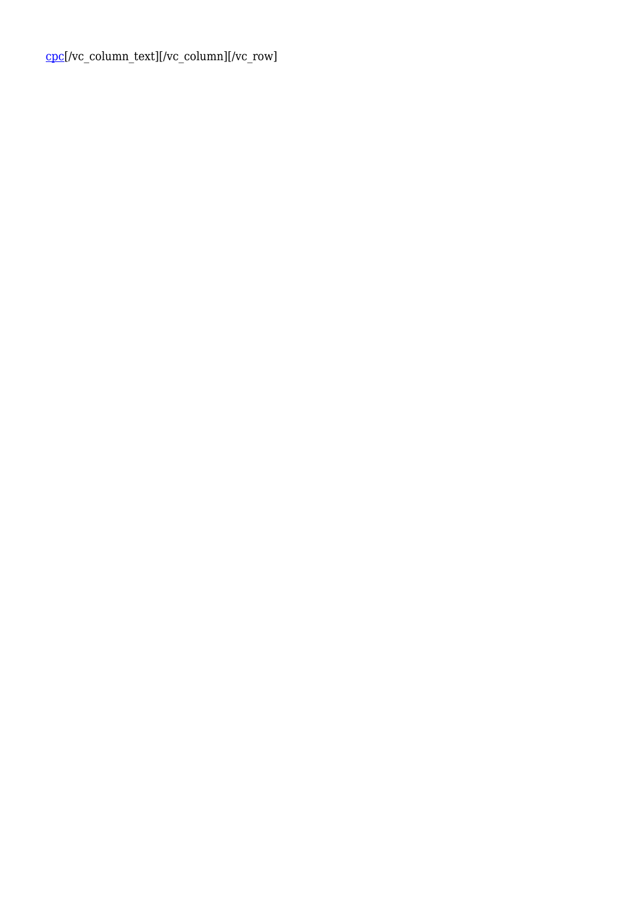cpc[/vc_column_text][/vc_column][/vc_row]